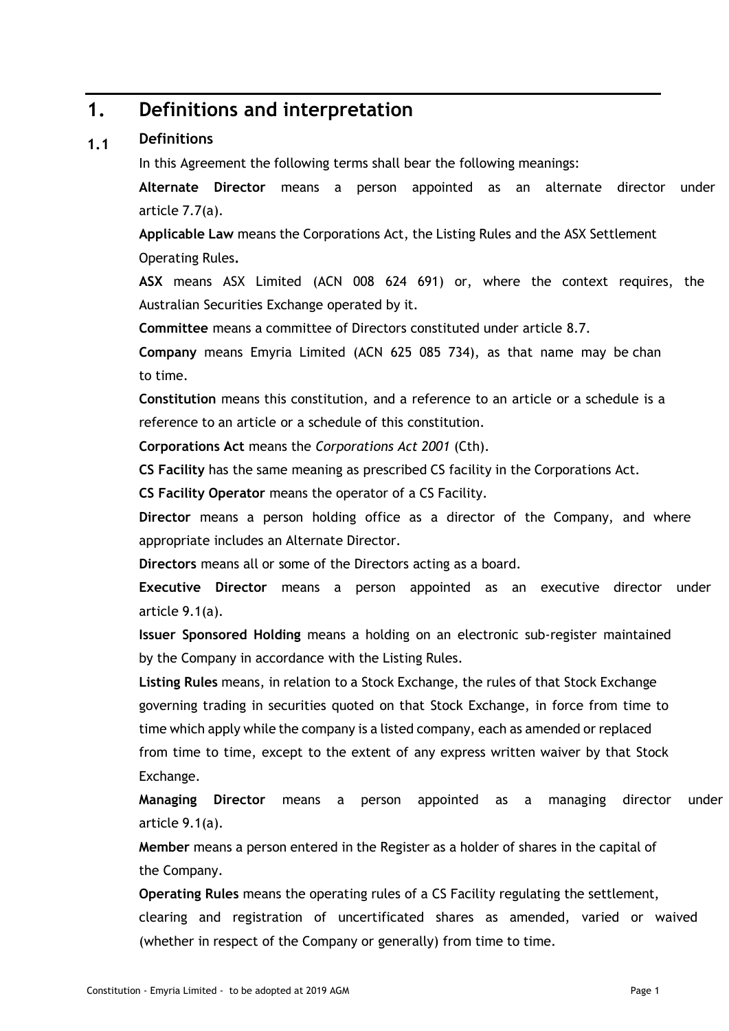# 1. Definitions and interpretation

## 1.1 Definitions

In this Agreement the following terms shall bear the following meanings:

**Alternate Director** means a person appointed as an alternate director under article 7.7(a).

**Applicable Law** means the Corporations Act, the Listing Rules and the ASX Settlement Operating Rules**.**

**ASX** means ASX Limited (ACN 008 624 691) or, where the context requires, the Australian Securities Exchange operated by it.

**Committee** means a committee of Directors constituted under article 8.7.

**Company** means Emyria Limited (ACN 625 085 734), as that name may be chan to time.

**Constitution** means this constitution, and a reference to an article or a schedule is a reference to an article or a schedule of this constitution.

**Corporations Act** means the *Corporations Act 2001* (Cth).

**CS Facility** has the same meaning as prescribed CS facility in the Corporations Act.

**CS Facility Operator** means the operator of a CS Facility.

**Director** means a person holding office as a director of the Company, and where appropriate includes an Alternate Director.

**Directors** means all or some of the Directors acting as a board.

**Executive Director** means a person appointed as an executive director under article 9.1(a).

**Issuer Sponsored Holding** means a holding on an electronic sub-register maintained by the Company in accordance with the Listing Rules.

**Listing Rules** means, in relation to a Stock Exchange, the rules of that Stock Exchange governing trading in securities quoted on that Stock Exchange, in force from time to time which apply while the company is a listed company, each as amended or replaced from time to time, except to the extent of any express written waiver by that Stock Exchange.

**Managing Director** means a person appointed as a managing director under article 9.1(a).

**Member** means a person entered in the Register as a holder of shares in the capital of the Company.

**Operating Rules** means the operating rules of a CS Facility regulating the settlement, clearing and registration of uncertificated shares as amended, varied or waived (whether in respect of the Company or generally) from time to time.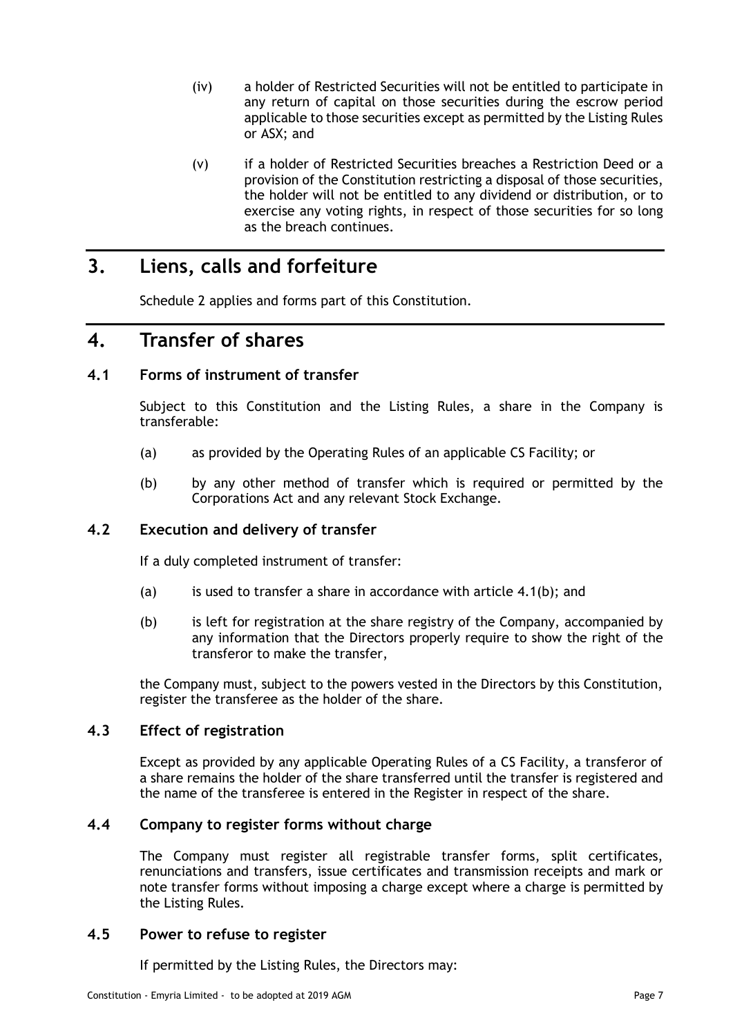(iv) a holder of Restricted Securities will not be entitled to participate in any return of capital on those securities during the escrow period applicable to those securities except as permitted by the Listing Rules or ASX; and

(v) if a holder of Restricted Securities breaches a Restriction Deed or a provision of the Constitution restricting a disposal of those securities, the holder will not be entitled to any dividend or distribution, or to exercise any voting rights, in respect of those securities for so long as the breach continues.

# 3. Liens, calls and forfeiture

Schedule 2 applies and forms part of this Constitution.

# 4. Transfer of shares

## 4.1 Forms of instrument of transfer

Subject to this Constitution and the Listing Rules, a share in the Company is transferable:

(a) as provided by the Operating Rules of an applicable CS Facility; or

(b) by any other method of transfer which is required or permitted by the Corporations Act and any relevant Stock Exchange.

## 4.2 Execution and delivery of transfer

If a duly completed instrument of transfer:

(a) is used to transfer a share in accordance with article 4.1(b); and

(b) is left for registration at the share registry of the Company, accompanied by any information that the Directors properly require to show the right of the transferor to make the transfer,

the Company must, subject to the powers vested in the Directors by this Constitution, register the transferee as the holder of the share.

## 4.3 Effect of registration

Except as provided by any applicable Operating Rules of a CS Facility, a transferor of a share remains the holder of the share transferred until the transfer is registered and the name of the transferee is entered in the Register in respect of the share.

## 4.4 Company to register forms without charge

The Company must register all registrable transfer forms, split certificates, renunciations and transfers, issue certificates and transmission receipts and mark or note transfer forms without imposing a charge except where a charge is permitted by the Listing Rules.

## 4.5 Power to refuse to register

If permitted by the Listing Rules, the Directors may: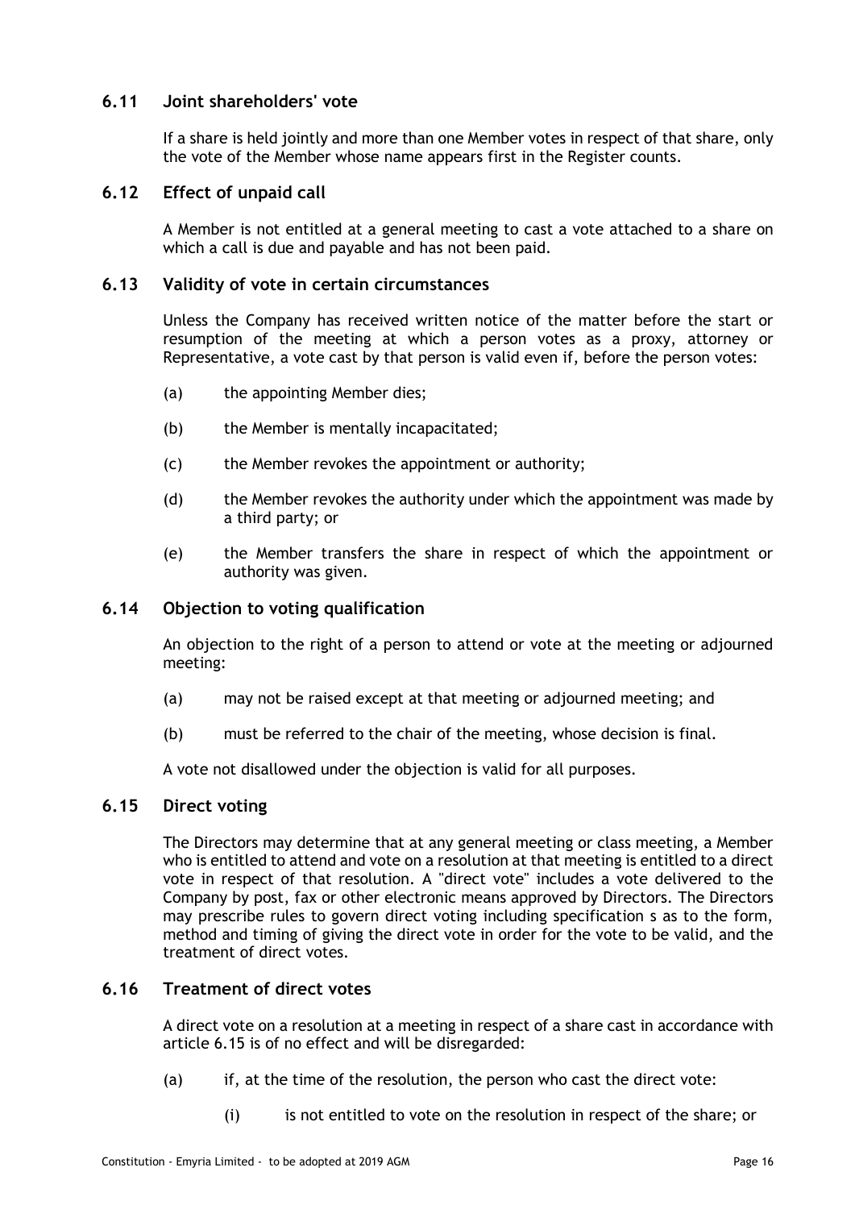### 6.11 Joint shareholders' vote

If a share is held jointly and more than one Member votes in respect of that share, only the vote of the Member whose name appears first in the Register counts.

### 6.12 Effect of unpaid call

A Member is not entitled at a general meeting to cast a vote attached to a share on which a call is due and payable and has not been paid.

### 6.13 Validity of vote in certain circumstances

Unless the Company has received written notice of the matter before the start or resumption of the meeting at which a person votes as a proxy, attorney or Representative, a vote cast by that person is valid even if, before the person votes:

(a) the appointing Member dies;

(b) the Member is mentally incapacitated;

(c) the Member revokes the appointment or authority;

(d) the Member revokes the authority under which the appointment was made by a third party; or

(e) the Member transfers the share in respect of which the appointment or authority was given.

### 6.14 Objection to voting qualification

An objection to the right of a person to attend or vote at the meeting or adjourned meeting:

(a) may not be raised except at that meeting or adjourned meeting; and

(b) must be referred to the chair of the meeting, whose decision is final.

A vote not disallowed under the objection is valid for all purposes.

### 6.15 Direct voting

The Directors may determine that at any general meeting or class meeting, a Member who is entitled to attend and vote on a resolution at that meeting is entitled to a direct vote in respect of that resolution. A "direct vote" includes a vote delivered to the Company by post, fax or other electronic means approved by Directors. The Directors may prescribe rules to govern direct voting including specification s as to the form, method and timing of giving the direct vote in order for the vote to be valid, and the treatment of direct votes.

### 6.16 Treatment of direct votes

A direct vote on a resolution at a meeting in respect of a share cast in accordance with article 6.15 is of no effect and will be disregarded:

(a) if, at the time of the resolution, the person who cast the direct vote:

(i) is not entitled to vote on the resolution in respect of the share; or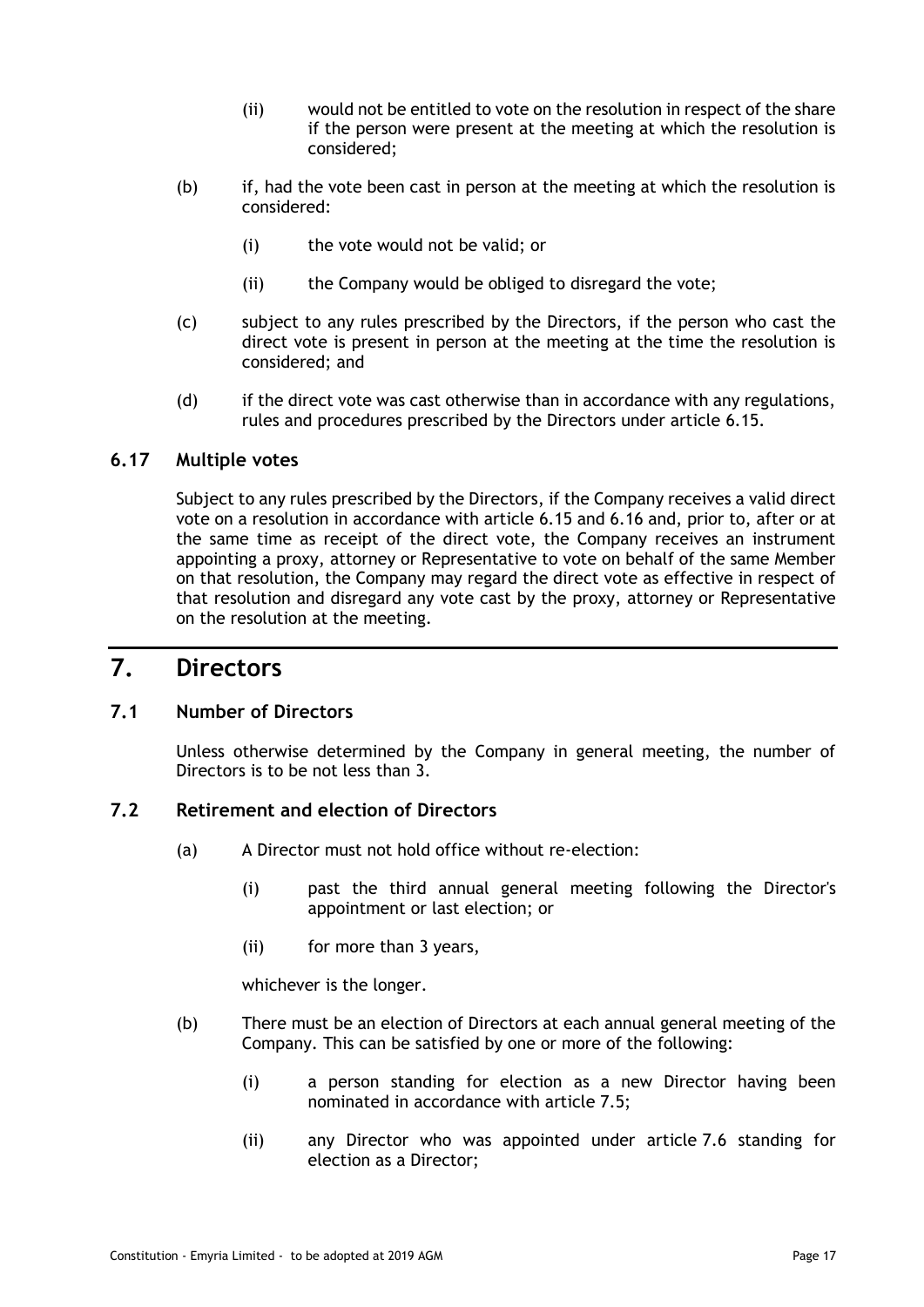(ii) would not be entitled to vote on the resolution in respect of the share if the person were present at the meeting at which the resolution is considered;

(b) if, had the vote been cast in person at the meeting at which the resolution is considered:

(i) the vote would not be valid; or

(ii) the Company would be obliged to disregard the vote;

(c) subject to any rules prescribed by the Directors, if the person who cast the direct vote is present in person at the meeting at the time the resolution is considered; and

(d) if the direct vote was cast otherwise than in accordance with any regulations, rules and procedures prescribed by the Directors under article 6.15.

### 6.17 Multiple votes

Subject to any rules prescribed by the Directors, if the Company receives a valid direct vote on a resolution in accordance with article 6.15 and 6.16 and, prior to, after or at the same time as receipt of the direct vote, the Company receives an instrument appointing a proxy, attorney or Representative to vote on behalf of the same Member on that resolution, the Company may regard the direct vote as effective in respect of that resolution and disregard any vote cast by the proxy, attorney or Representative on the resolution at the meeting.

## 7. Directors

### 7.1 Number of Directors

Unless otherwise determined by the Company in general meeting, the number of Directors is to be not less than 3.

### 7.2 Retirement and election of Directors

(a) A Director must not hold office without re-election:

(i) past the third annual general meeting following the Director's appointment or last election; or

(ii) for more than 3 years,

whichever is the longer.

(b) There must be an election of Directors at each annual general meeting of the Company. This can be satisfied by one or more of the following:

(i) a person standing for election as a new Director having been nominated in accordance with article 7.5;

(ii) any Director who was appointed under article 7.6 standing for election as a Director;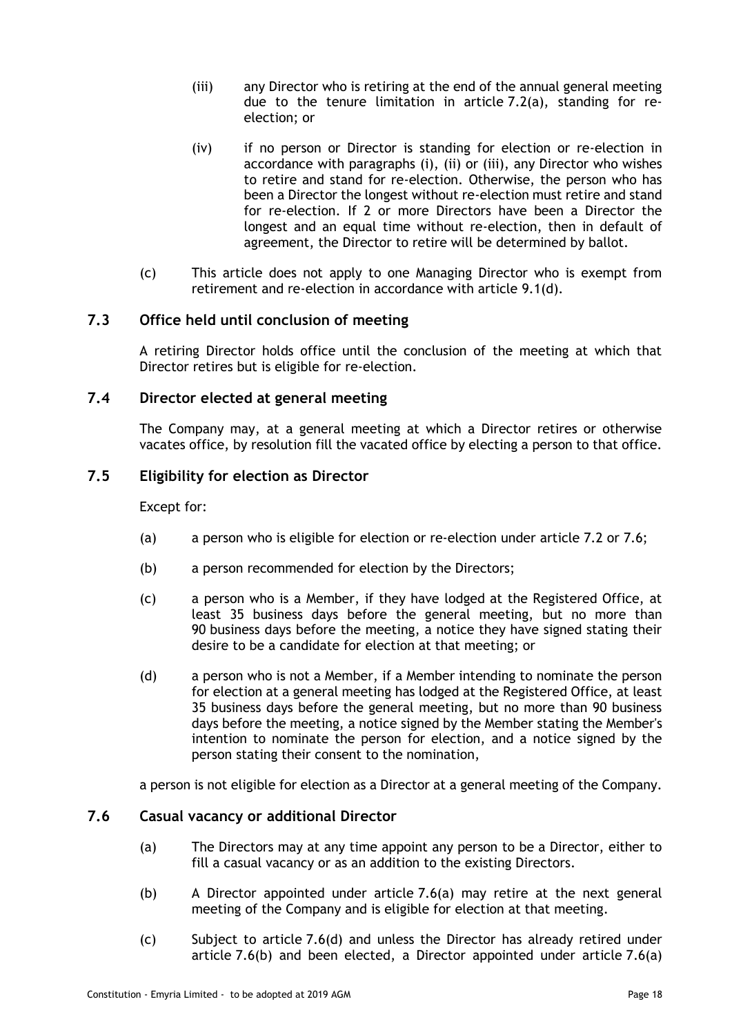(iii) any Director who is retiring at the end of the annual general meeting due to the tenure limitation in article 7.2(a), standing for re-election; or

(iv) if no person or Director is standing for election or re-election in accordance with paragraphs (i), (ii) or (iii), any Director who wishes to retire and stand for re-election. Otherwise, the person who has been a Director the longest without re-election must retire and stand for re-election. If 2 or more Directors have been a Director the longest and an equal time without re-election, then in default of agreement, the Director to retire will be determined by ballot.

(c) This article does not apply to one Managing Director who is exempt from retirement and re-election in accordance with article 9.1(d).

## 7.3 Office held until conclusion of meeting

A retiring Director holds office until the conclusion of the meeting at which that Director retires but is eligible for re-election.

## 7.4 Director elected at general meeting

The Company may, at a general meeting at which a Director retires or otherwise vacates office, by resolution fill the vacated office by electing a person to that office.

## 7.5 Eligibility for election as Director

Except for:

(a) a person who is eligible for election or re-election under article 7.2 or 7.6;

(b) a person recommended for election by the Directors;

(c) a person who is a Member, if they have lodged at the Registered Office, at least 35 business days before the general meeting, but no more than 90 business days before the meeting, a notice they have signed stating their desire to be a candidate for election at that meeting; or

(d) a person who is not a Member, if a Member intending to nominate the person for election at a general meeting has lodged at the Registered Office, at least 35 business days before the general meeting, but no more than 90 business days before the meeting, a notice signed by the Member stating the Member's intention to nominate the person for election, and a notice signed by the person stating their consent to the nomination,

a person is not eligible for election as a Director at a general meeting of the Company.

## 7.6 Casual vacancy or additional Director

(a) The Directors may at any time appoint any person to be a Director, either to fill a casual vacancy or as an addition to the existing Directors.

(b) A Director appointed under article 7.6(a) may retire at the next general meeting of the Company and is eligible for election at that meeting.

(c) Subject to article 7.6(d) and unless the Director has already retired under article 7.6(b) and been elected, a Director appointed under article 7.6(a)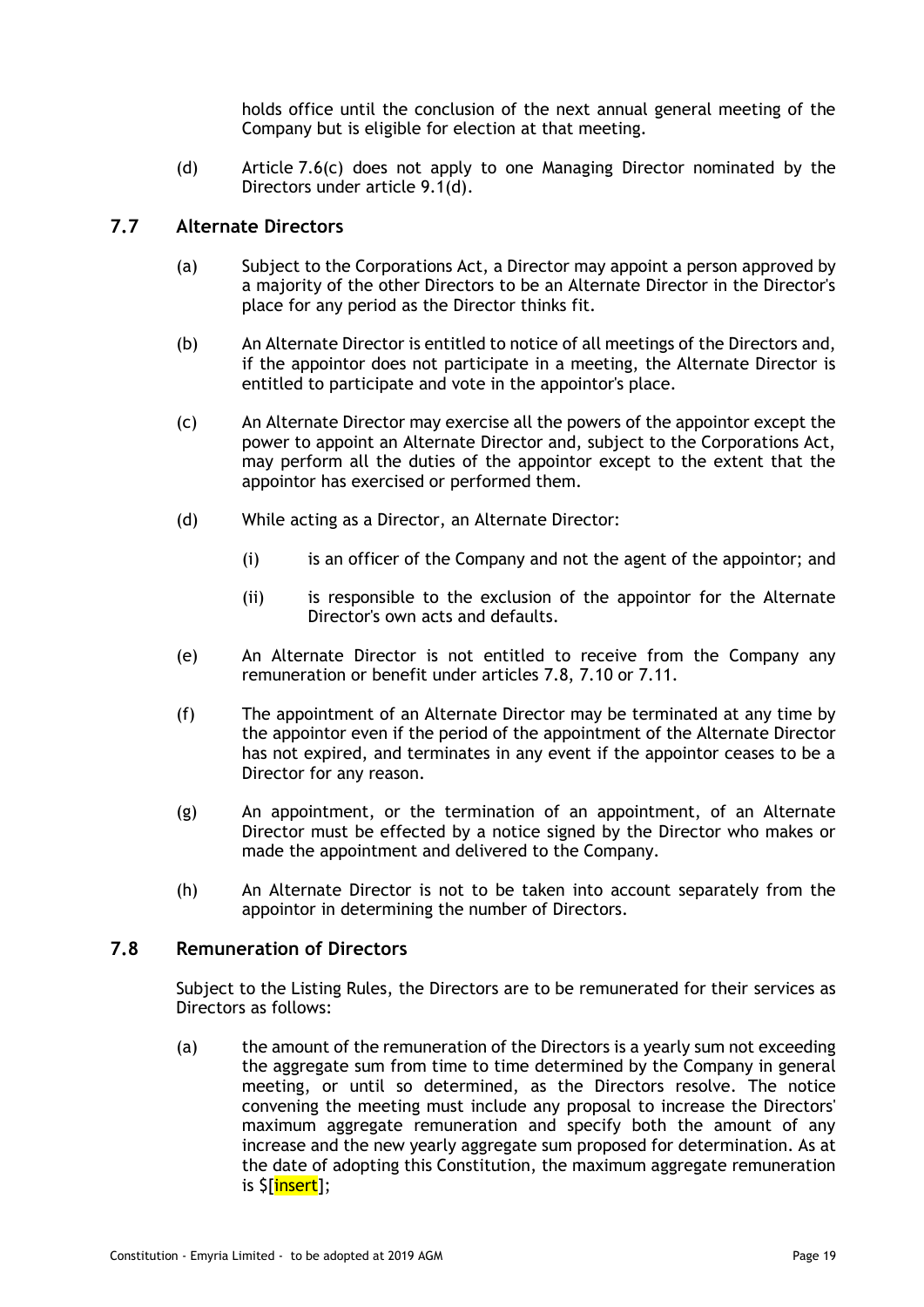holds office until the conclusion of the next annual general meeting of the Company but is eligible for election at that meeting.

(d) Article 7.6(c) does not apply to one Managing Director nominated by the Directors under article 9.1(d).

## 7.7 Alternate Directors

(a) Subject to the Corporations Act, a Director may appoint a person approved by a majority of the other Directors to be an Alternate Director in the Director's place for any period as the Director thinks fit.

(b) An Alternate Director is entitled to notice of all meetings of the Directors and, if the appointor does not participate in a meeting, the Alternate Director is entitled to participate and vote in the appointor's place.

(c) An Alternate Director may exercise all the powers of the appointor except the power to appoint an Alternate Director and, subject to the Corporations Act, may perform all the duties of the appointor except to the extent that the appointor has exercised or performed them.

(d) While acting as a Director, an Alternate Director:

(i) is an officer of the Company and not the agent of the appointor; and

(ii) is responsible to the exclusion of the appointor for the Alternate Director's own acts and defaults.

(e) An Alternate Director is not entitled to receive from the Company any remuneration or benefit under articles 7.8, 7.10 or 7.11.

(f) The appointment of an Alternate Director may be terminated at any time by the appointor even if the period of the appointment of the Alternate Director has not expired, and terminates in any event if the appointor ceases to be a Director for any reason.

(g) An appointment, or the termination of an appointment, of an Alternate Director must be effected by a notice signed by the Director who makes or made the appointment and delivered to the Company.

(h) An Alternate Director is not to be taken into account separately from the appointor in determining the number of Directors.

## 7.8 Remuneration of Directors

Subject to the Listing Rules, the Directors are to be remunerated for their services as Directors as follows:

(a) the amount of the remuneration of the Directors is a yearly sum not exceeding the aggregate sum from time to time determined by the Company in general meeting, or until so determined, as the Directors resolve. The notice convening the meeting must include any proposal to increase the Directors' maximum aggregate remuneration and specify both the amount of any increase and the new yearly aggregate sum proposed for determination. As at the date of adopting this Constitution, the maximum aggregate remuneration is $[insert];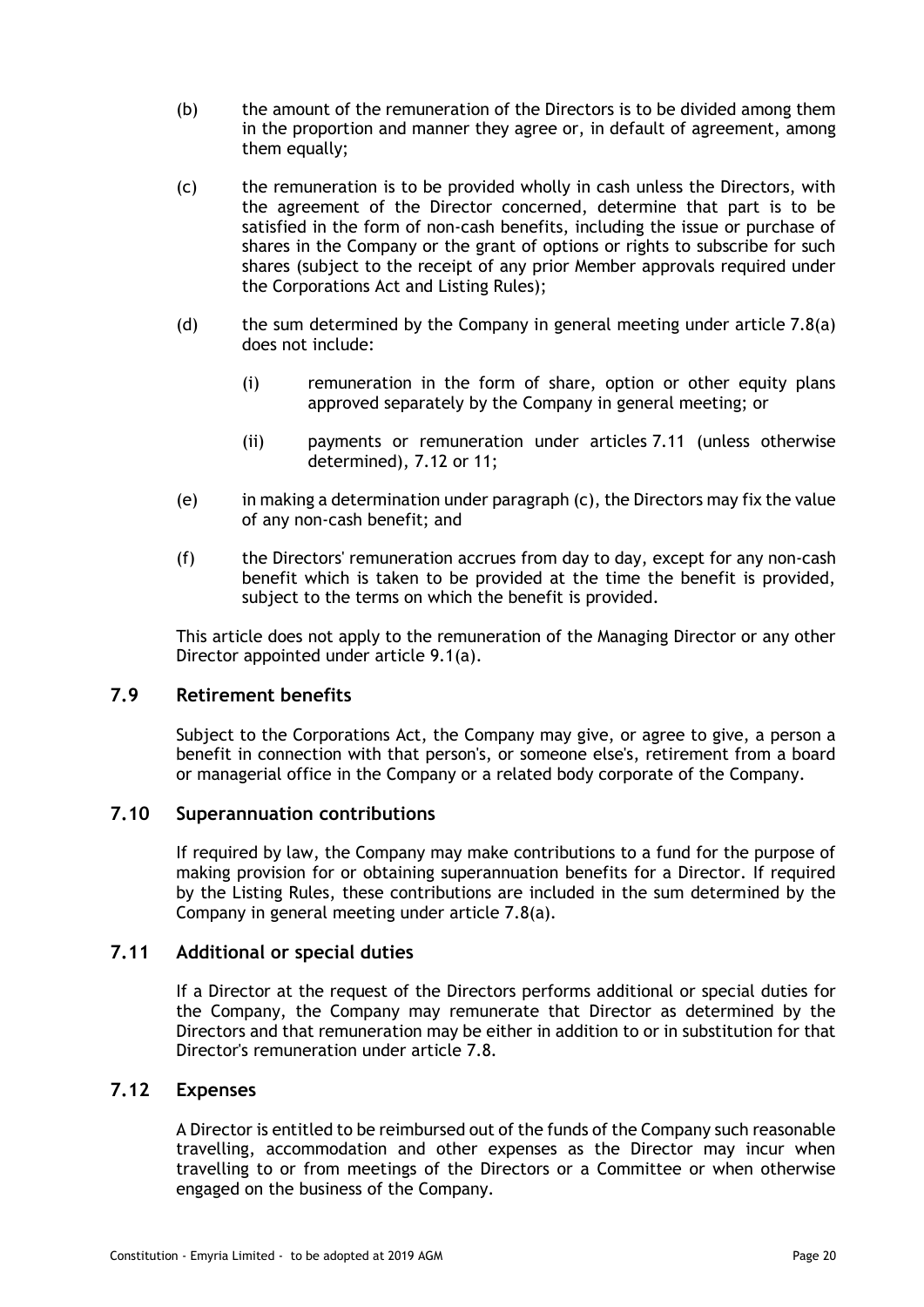(b) the amount of the remuneration of the Directors is to be divided among them in the proportion and manner they agree or, in default of agreement, among them equally;

(c) the remuneration is to be provided wholly in cash unless the Directors, with the agreement of the Director concerned, determine that part is to be satisfied in the form of non-cash benefits, including the issue or purchase of shares in the Company or the grant of options or rights to subscribe for such shares (subject to the receipt of any prior Member approvals required under the Corporations Act and Listing Rules);

(d) the sum determined by the Company in general meeting under article 7.8(a) does not include:

  (i) remuneration in the form of share, option or other equity plans approved separately by the Company in general meeting; or

  (ii) payments or remuneration under articles 7.11 (unless otherwise determined), 7.12 or 11;

(e) in making a determination under paragraph (c), the Directors may fix the value of any non-cash benefit; and

(f) the Directors' remuneration accrues from day to day, except for any non-cash benefit which is taken to be provided at the time the benefit is provided, subject to the terms on which the benefit is provided.

This article does not apply to the remuneration of the Managing Director or any other Director appointed under article 9.1(a).

## 7.9 Retirement benefits

Subject to the Corporations Act, the Company may give, or agree to give, a person a benefit in connection with that person's, or someone else's, retirement from a board or managerial office in the Company or a related body corporate of the Company.

## 7.10 Superannuation contributions

If required by law, the Company may make contributions to a fund for the purpose of making provision for or obtaining superannuation benefits for a Director. If required by the Listing Rules, these contributions are included in the sum determined by the Company in general meeting under article 7.8(a).

## 7.11 Additional or special duties

If a Director at the request of the Directors performs additional or special duties for the Company, the Company may remunerate that Director as determined by the Directors and that remuneration may be either in addition to or in substitution for that Director's remuneration under article 7.8.

## 7.12 Expenses

A Director is entitled to be reimbursed out of the funds of the Company such reasonable travelling, accommodation and other expenses as the Director may incur when travelling to or from meetings of the Directors or a Committee or when otherwise engaged on the business of the Company.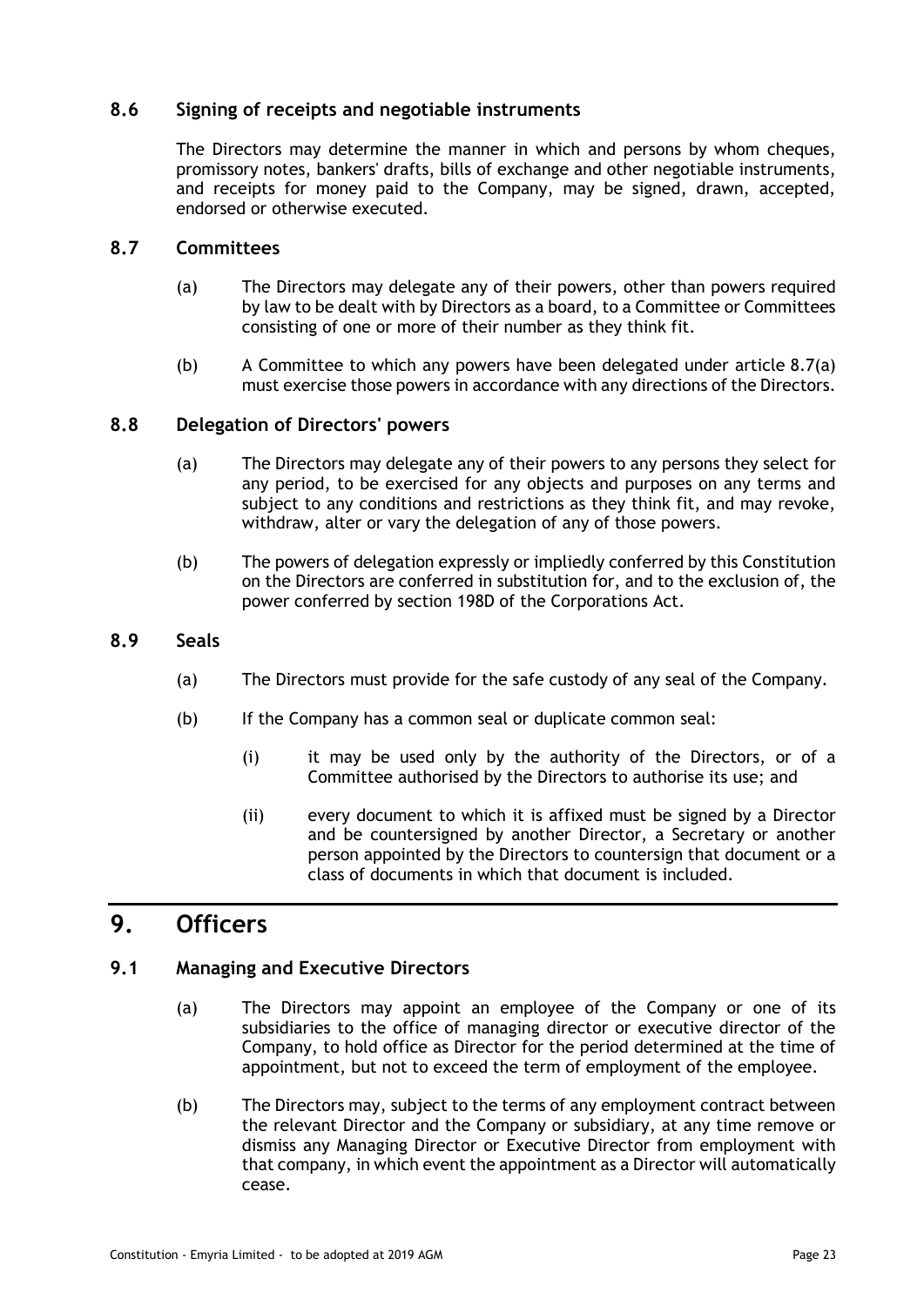### 8.6 Signing of receipts and negotiable instruments

The Directors may determine the manner in which and persons by whom cheques, promissory notes, bankers' drafts, bills of exchange and other negotiable instruments, and receipts for money paid to the Company, may be signed, drawn, accepted, endorsed or otherwise executed.

### 8.7 Committees

(a) The Directors may delegate any of their powers, other than powers required by law to be dealt with by Directors as a board, to a Committee or Committees consisting of one or more of their number as they think fit.

(b) A Committee to which any powers have been delegated under article 8.7(a) must exercise those powers in accordance with any directions of the Directors.

### 8.8 Delegation of Directors' powers

(a) The Directors may delegate any of their powers to any persons they select for any period, to be exercised for any objects and purposes on any terms and subject to any conditions and restrictions as they think fit, and may revoke, withdraw, alter or vary the delegation of any of those powers.

(b) The powers of delegation expressly or impliedly conferred by this Constitution on the Directors are conferred in substitution for, and to the exclusion of, the power conferred by section 198D of the Corporations Act.

### 8.9 Seals

(a) The Directors must provide for the safe custody of any seal of the Company.

(b) If the Company has a common seal or duplicate common seal:

(i) it may be used only by the authority of the Directors, or of a Committee authorised by the Directors to authorise its use; and

(ii) every document to which it is affixed must be signed by a Director and be countersigned by another Director, a Secretary or another person appointed by the Directors to countersign that document or a class of documents in which that document is included.

## 9. Officers

### 9.1 Managing and Executive Directors

(a) The Directors may appoint an employee of the Company or one of its subsidiaries to the office of managing director or executive director of the Company, to hold office as Director for the period determined at the time of appointment, but not to exceed the term of employment of the employee.

(b) The Directors may, subject to the terms of any employment contract between the relevant Director and the Company or subsidiary, at any time remove or dismiss any Managing Director or Executive Director from employment with that company, in which event the appointment as a Director will automatically cease.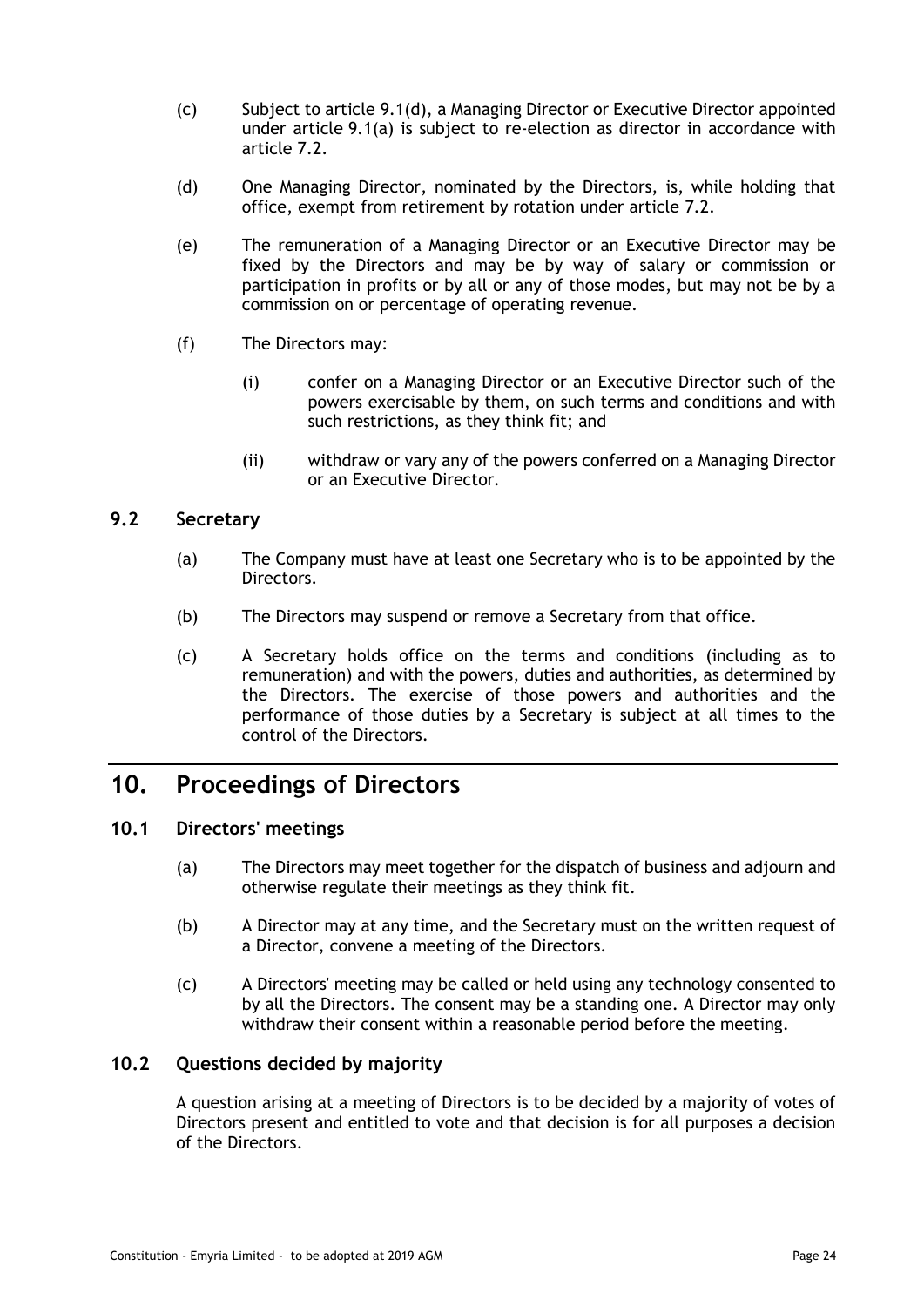(c) Subject to article 9.1(d), a Managing Director or Executive Director appointed under article 9.1(a) is subject to re-election as director in accordance with article 7.2.

(d) One Managing Director, nominated by the Directors, is, while holding that office, exempt from retirement by rotation under article 7.2.

(e) The remuneration of a Managing Director or an Executive Director may be fixed by the Directors and may be by way of salary or commission or participation in profits or by all or any of those modes, but may not be by a commission on or percentage of operating revenue.

(f) The Directors may:

(i) confer on a Managing Director or an Executive Director such of the powers exercisable by them, on such terms and conditions and with such restrictions, as they think fit; and

(ii) withdraw or vary any of the powers conferred on a Managing Director or an Executive Director.

### 9.2 Secretary

(a) The Company must have at least one Secretary who is to be appointed by the Directors.

(b) The Directors may suspend or remove a Secretary from that office.

(c) A Secretary holds office on the terms and conditions (including as to remuneration) and with the powers, duties and authorities, as determined by the Directors. The exercise of those powers and authorities and the performance of those duties by a Secretary is subject at all times to the control of the Directors.

## 10. Proceedings of Directors

### 10.1 Directors' meetings

(a) The Directors may meet together for the dispatch of business and adjourn and otherwise regulate their meetings as they think fit.

(b) A Director may at any time, and the Secretary must on the written request of a Director, convene a meeting of the Directors.

(c) A Directors' meeting may be called or held using any technology consented to by all the Directors. The consent may be a standing one. A Director may only withdraw their consent within a reasonable period before the meeting.

### 10.2 Questions decided by majority

A question arising at a meeting of Directors is to be decided by a majority of votes of Directors present and entitled to vote and that decision is for all purposes a decision of the Directors.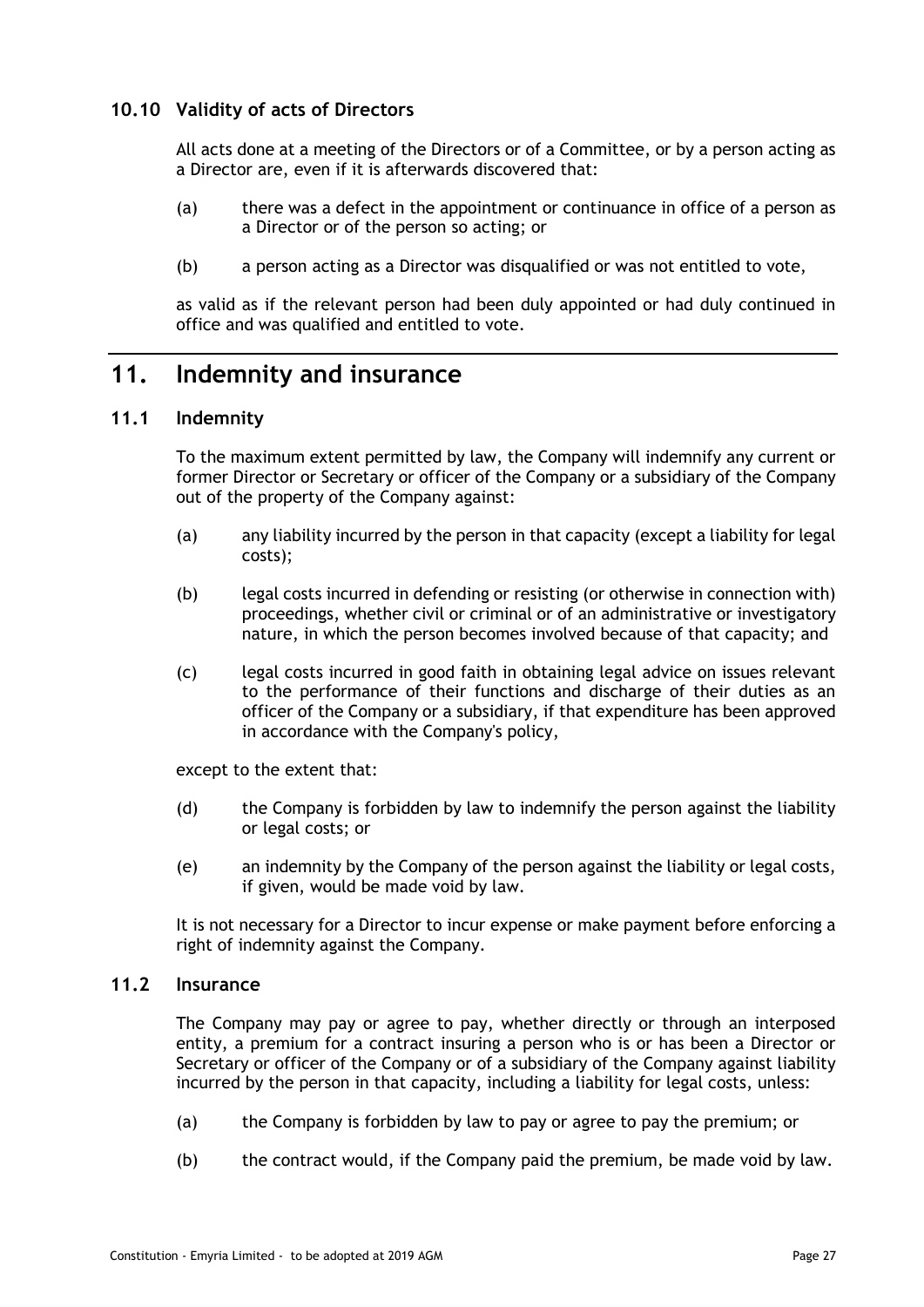### 10.10 Validity of acts of Directors

All acts done at a meeting of the Directors or of a Committee, or by a person acting as a Director are, even if it is afterwards discovered that:

(a) there was a defect in the appointment or continuance in office of a person as a Director or of the person so acting; or

(b) a person acting as a Director was disqualified or was not entitled to vote,

as valid as if the relevant person had been duly appointed or had duly continued in office and was qualified and entitled to vote.

## 11. Indemnity and insurance

### 11.1 Indemnity

To the maximum extent permitted by law, the Company will indemnify any current or former Director or Secretary or officer of the Company or a subsidiary of the Company out of the property of the Company against:

(a) any liability incurred by the person in that capacity (except a liability for legal costs);

(b) legal costs incurred in defending or resisting (or otherwise in connection with) proceedings, whether civil or criminal or of an administrative or investigatory nature, in which the person becomes involved because of that capacity; and

(c) legal costs incurred in good faith in obtaining legal advice on issues relevant to the performance of their functions and discharge of their duties as an officer of the Company or a subsidiary, if that expenditure has been approved in accordance with the Company's policy,

except to the extent that:

(d) the Company is forbidden by law to indemnify the person against the liability or legal costs; or

(e) an indemnity by the Company of the person against the liability or legal costs, if given, would be made void by law.

It is not necessary for a Director to incur expense or make payment before enforcing a right of indemnity against the Company.

### 11.2 Insurance

The Company may pay or agree to pay, whether directly or through an interposed entity, a premium for a contract insuring a person who is or has been a Director or Secretary or officer of the Company or of a subsidiary of the Company against liability incurred by the person in that capacity, including a liability for legal costs, unless:

(a) the Company is forbidden by law to pay or agree to pay the premium; or

(b) the contract would, if the Company paid the premium, be made void by law.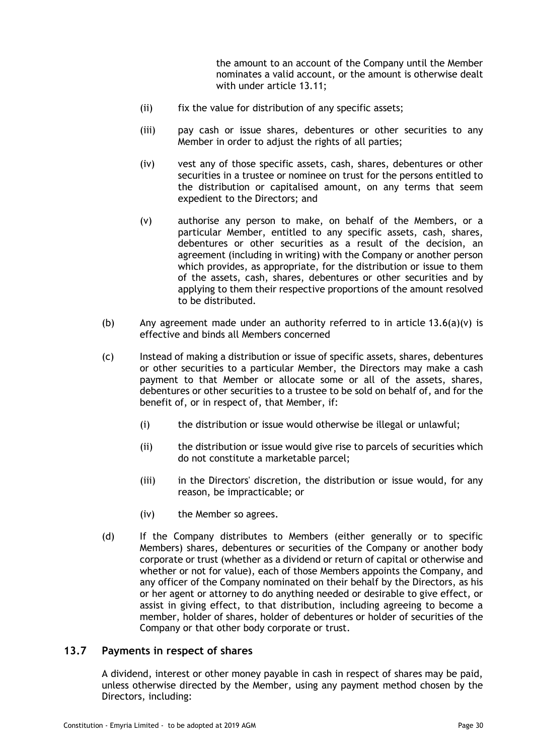the amount to an account of the Company until the Member nominates a valid account, or the amount is otherwise dealt with under article 13.11;

(ii) fix the value for distribution of any specific assets;

(iii) pay cash or issue shares, debentures or other securities to any Member in order to adjust the rights of all parties;

(iv) vest any of those specific assets, cash, shares, debentures or other securities in a trustee or nominee on trust for the persons entitled to the distribution or capitalised amount, on any terms that seem expedient to the Directors; and

(v) authorise any person to make, on behalf of the Members, or a particular Member, entitled to any specific assets, cash, shares, debentures or other securities as a result of the decision, an agreement (including in writing) with the Company or another person which provides, as appropriate, for the distribution or issue to them of the assets, cash, shares, debentures or other securities and by applying to them their respective proportions of the amount resolved to be distributed.

(b) Any agreement made under an authority referred to in article 13.6(a)(v) is effective and binds all Members concerned

(c) Instead of making a distribution or issue of specific assets, shares, debentures or other securities to a particular Member, the Directors may make a cash payment to that Member or allocate some or all of the assets, shares, debentures or other securities to a trustee to be sold on behalf of, and for the benefit of, or in respect of, that Member, if:

(i) the distribution or issue would otherwise be illegal or unlawful;

(ii) the distribution or issue would give rise to parcels of securities which do not constitute a marketable parcel;

(iii) in the Directors' discretion, the distribution or issue would, for any reason, be impracticable; or

(iv) the Member so agrees.

(d) If the Company distributes to Members (either generally or to specific Members) shares, debentures or securities of the Company or another body corporate or trust (whether as a dividend or return of capital or otherwise and whether or not for value), each of those Members appoints the Company, and any officer of the Company nominated on their behalf by the Directors, as his or her agent or attorney to do anything needed or desirable to give effect, or assist in giving effect, to that distribution, including agreeing to become a member, holder of shares, holder of debentures or holder of securities of the Company or that other body corporate or trust.

## 13.7 Payments in respect of shares

A dividend, interest or other money payable in cash in respect of shares may be paid, unless otherwise directed by the Member, using any payment method chosen by the Directors, including: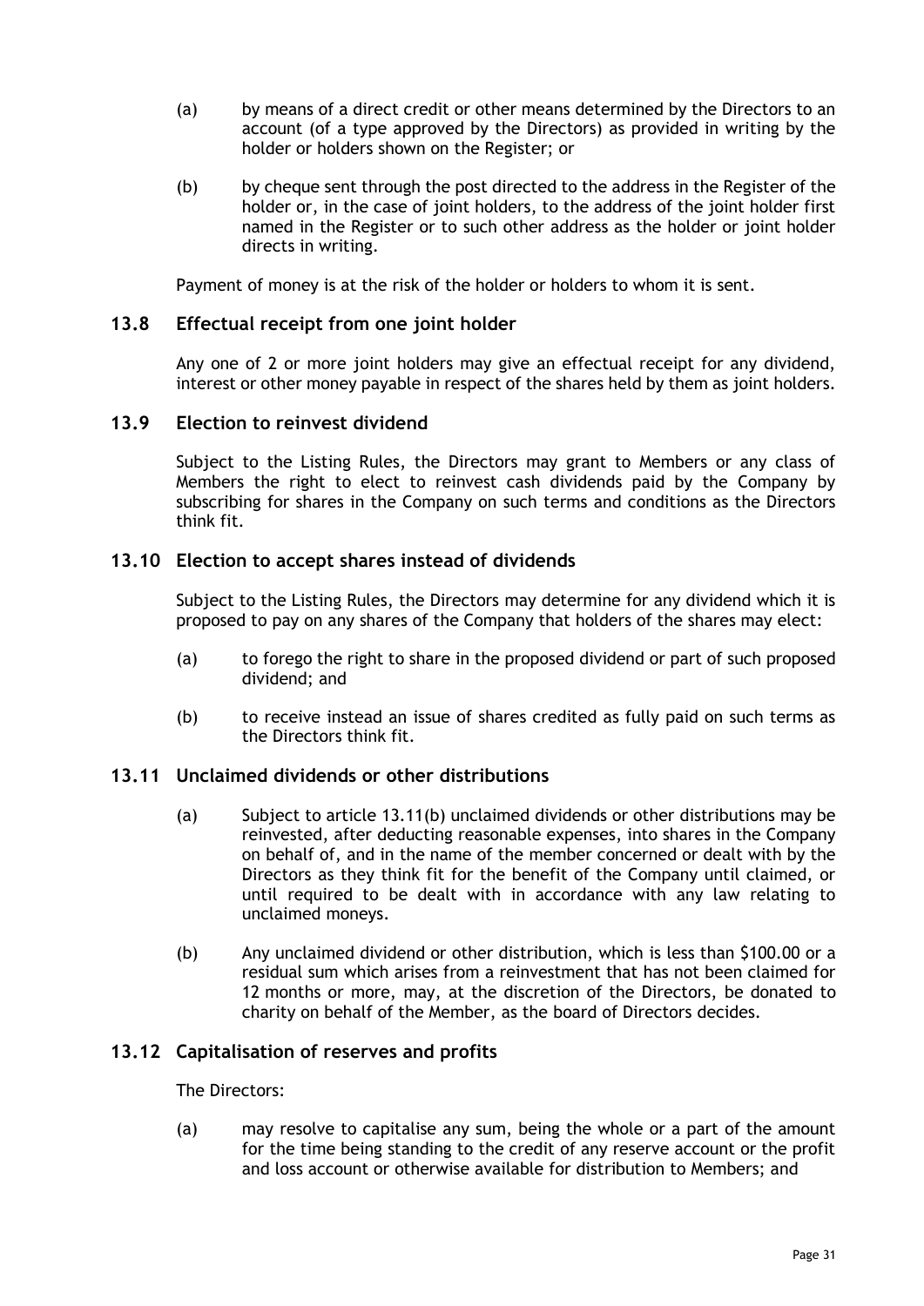(a) by means of a direct credit or other means determined by the Directors to an account (of a type approved by the Directors) as provided in writing by the holder or holders shown on the Register; or

(b) by cheque sent through the post directed to the address in the Register of the holder or, in the case of joint holders, to the address of the joint holder first named in the Register or to such other address as the holder or joint holder directs in writing.

Payment of money is at the risk of the holder or holders to whom it is sent.

### 13.8 Effectual receipt from one joint holder

Any one of 2 or more joint holders may give an effectual receipt for any dividend, interest or other money payable in respect of the shares held by them as joint holders.

### 13.9 Election to reinvest dividend

Subject to the Listing Rules, the Directors may grant to Members or any class of Members the right to elect to reinvest cash dividends paid by the Company by subscribing for shares in the Company on such terms and conditions as the Directors think fit.

### 13.10 Election to accept shares instead of dividends

Subject to the Listing Rules, the Directors may determine for any dividend which it is proposed to pay on any shares of the Company that holders of the shares may elect:

(a) to forego the right to share in the proposed dividend or part of such proposed dividend; and

(b) to receive instead an issue of shares credited as fully paid on such terms as the Directors think fit.

### 13.11 Unclaimed dividends or other distributions

(a) Subject to article 13.11(b) unclaimed dividends or other distributions may be reinvested, after deducting reasonable expenses, into shares in the Company on behalf of, and in the name of the member concerned or dealt with by the Directors as they think fit for the benefit of the Company until claimed, or until required to be dealt with in accordance with any law relating to unclaimed moneys.

(b) Any unclaimed dividend or other distribution, which is less than $100.00 or a residual sum which arises from a reinvestment that has not been claimed for 12 months or more, may, at the discretion of the Directors, be donated to charity on behalf of the Member, as the board of Directors decides.

### 13.12 Capitalisation of reserves and profits

The Directors:

(a) may resolve to capitalise any sum, being the whole or a part of the amount for the time being standing to the credit of any reserve account or the profit and loss account or otherwise available for distribution to Members; and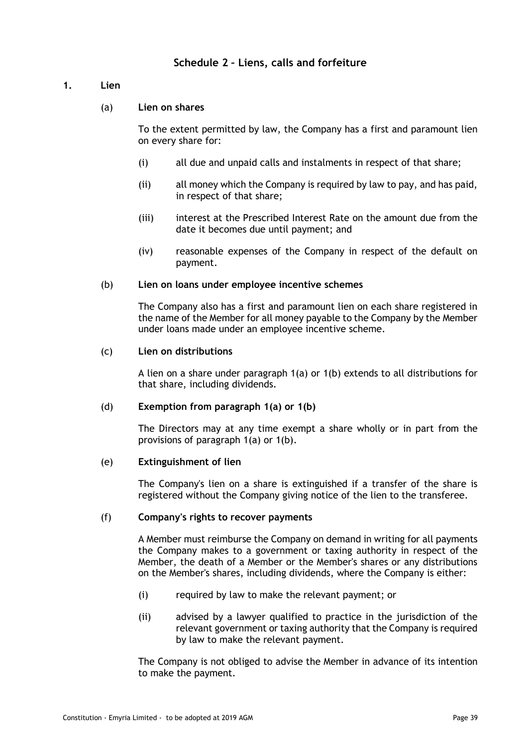## Schedule 2 – Liens, calls and forfeiture

### 1. Lien

(a) **Lien on shares**

To the extent permitted by law, the Company has a first and paramount lien on every share for:

(i) all due and unpaid calls and instalments in respect of that share;

(ii) all money which the Company is required by law to pay, and has paid, in respect of that share;

(iii) interest at the Prescribed Interest Rate on the amount due from the date it becomes due until payment; and

(iv) reasonable expenses of the Company in respect of the default on payment.

(b) **Lien on loans under employee incentive schemes**

The Company also has a first and paramount lien on each share registered in the name of the Member for all money payable to the Company by the Member under loans made under an employee incentive scheme.

(c) **Lien on distributions**

A lien on a share under paragraph 1(a) or 1(b) extends to all distributions for that share, including dividends.

(d) **Exemption from paragraph 1(a) or 1(b)**

The Directors may at any time exempt a share wholly or in part from the provisions of paragraph 1(a) or 1(b).

(e) **Extinguishment of lien**

The Company's lien on a share is extinguished if a transfer of the share is registered without the Company giving notice of the lien to the transferee.

(f) **Company's rights to recover payments**

A Member must reimburse the Company on demand in writing for all payments the Company makes to a government or taxing authority in respect of the Member, the death of a Member or the Member's shares or any distributions on the Member's shares, including dividends, where the Company is either:

(i) required by law to make the relevant payment; or

(ii) advised by a lawyer qualified to practice in the jurisdiction of the relevant government or taxing authority that the Company is required by law to make the relevant payment.

The Company is not obliged to advise the Member in advance of its intention to make the payment.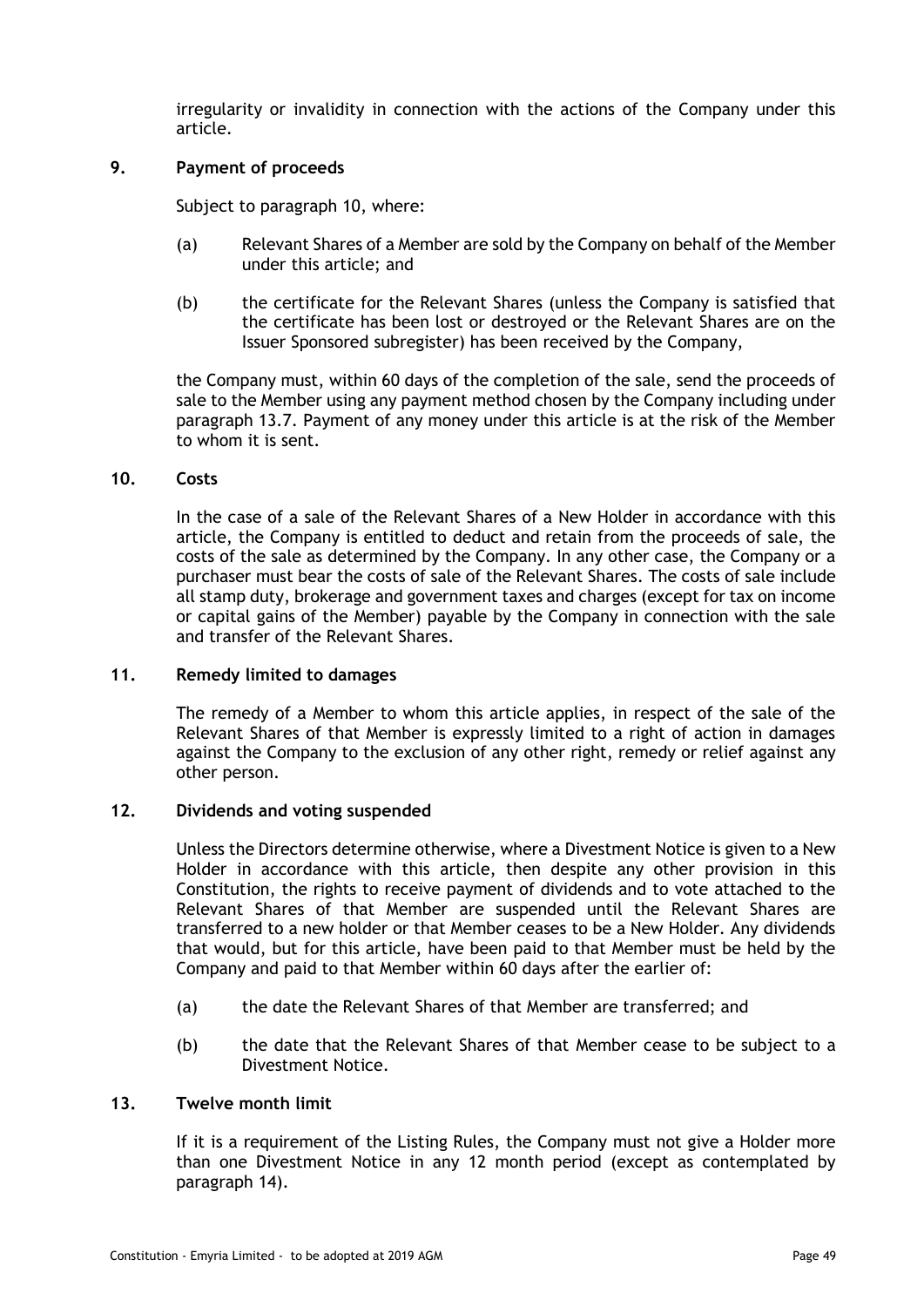irregularity or invalidity in connection with the actions of the Company under this article.

**9. Payment of proceeds**

Subject to paragraph 10, where:

(a) Relevant Shares of a Member are sold by the Company on behalf of the Member under this article; and

(b) the certificate for the Relevant Shares (unless the Company is satisfied that the certificate has been lost or destroyed or the Relevant Shares are on the Issuer Sponsored subregister) has been received by the Company,

the Company must, within 60 days of the completion of the sale, send the proceeds of sale to the Member using any payment method chosen by the Company including under paragraph 13.7. Payment of any money under this article is at the risk of the Member to whom it is sent.

**10. Costs**

In the case of a sale of the Relevant Shares of a New Holder in accordance with this article, the Company is entitled to deduct and retain from the proceeds of sale, the costs of the sale as determined by the Company. In any other case, the Company or a purchaser must bear the costs of sale of the Relevant Shares. The costs of sale include all stamp duty, brokerage and government taxes and charges (except for tax on income or capital gains of the Member) payable by the Company in connection with the sale and transfer of the Relevant Shares.

**11. Remedy limited to damages**

The remedy of a Member to whom this article applies, in respect of the sale of the Relevant Shares of that Member is expressly limited to a right of action in damages against the Company to the exclusion of any other right, remedy or relief against any other person.

**12. Dividends and voting suspended**

Unless the Directors determine otherwise, where a Divestment Notice is given to a New Holder in accordance with this article, then despite any other provision in this Constitution, the rights to receive payment of dividends and to vote attached to the Relevant Shares of that Member are suspended until the Relevant Shares are transferred to a new holder or that Member ceases to be a New Holder. Any dividends that would, but for this article, have been paid to that Member must be held by the Company and paid to that Member within 60 days after the earlier of:

(a) the date the Relevant Shares of that Member are transferred; and

(b) the date that the Relevant Shares of that Member cease to be subject to a Divestment Notice.

**13. Twelve month limit**

If it is a requirement of the Listing Rules, the Company must not give a Holder more than one Divestment Notice in any 12 month period (except as contemplated by paragraph 14).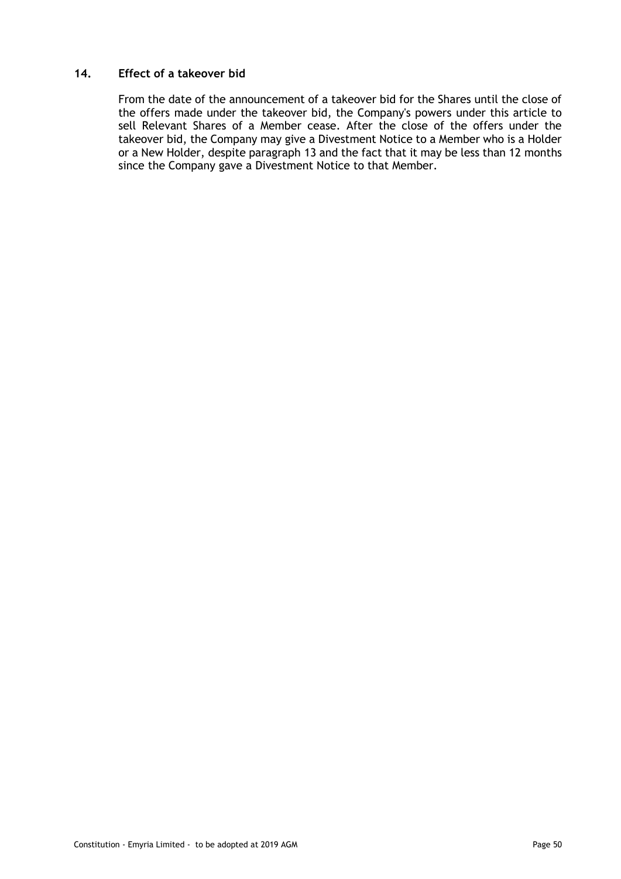## 14. Effect of a takeover bid

From the date of the announcement of a takeover bid for the Shares until the close of the offers made under the takeover bid, the Company's powers under this article to sell Relevant Shares of a Member cease. After the close of the offers under the takeover bid, the Company may give a Divestment Notice to a Member who is a Holder or a New Holder, despite paragraph 13 and the fact that it may be less than 12 months since the Company gave a Divestment Notice to that Member.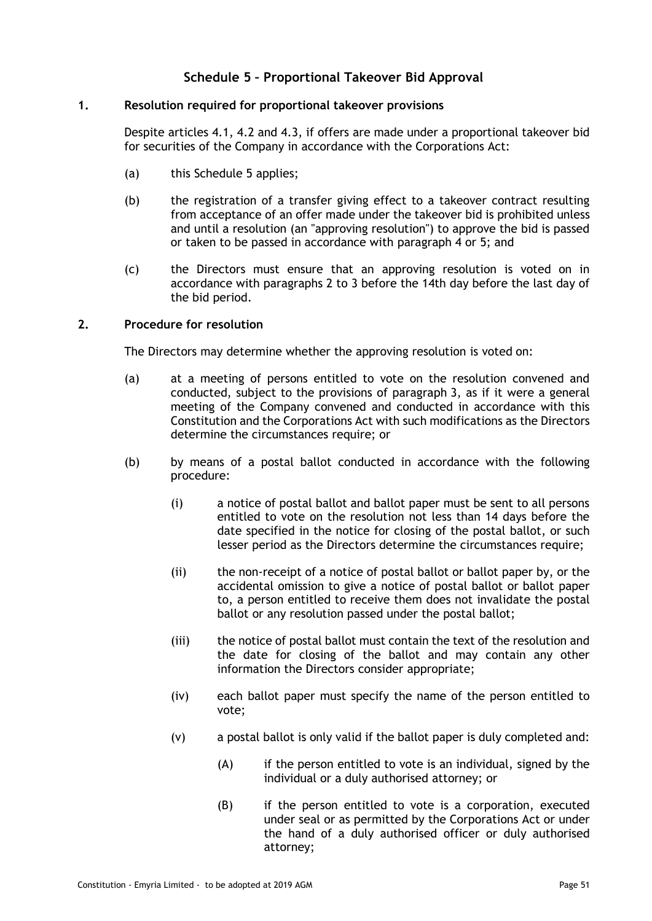## Schedule 5 – Proportional Takeover Bid Approval

### 1. Resolution required for proportional takeover provisions

Despite articles 4.1, 4.2 and 4.3, if offers are made under a proportional takeover bid for securities of the Company in accordance with the Corporations Act:

(a) this Schedule 5 applies;

(b) the registration of a transfer giving effect to a takeover contract resulting from acceptance of an offer made under the takeover bid is prohibited unless and until a resolution (an "approving resolution") to approve the bid is passed or taken to be passed in accordance with paragraph 4 or 5; and

(c) the Directors must ensure that an approving resolution is voted on in accordance with paragraphs 2 to 3 before the 14th day before the last day of the bid period.

### 2. Procedure for resolution

The Directors may determine whether the approving resolution is voted on:

(a) at a meeting of persons entitled to vote on the resolution convened and conducted, subject to the provisions of paragraph 3, as if it were a general meeting of the Company convened and conducted in accordance with this Constitution and the Corporations Act with such modifications as the Directors determine the circumstances require; or

(b) by means of a postal ballot conducted in accordance with the following procedure:

   (i) a notice of postal ballot and ballot paper must be sent to all persons entitled to vote on the resolution not less than 14 days before the date specified in the notice for closing of the postal ballot, or such lesser period as the Directors determine the circumstances require;

   (ii) the non-receipt of a notice of postal ballot or ballot paper by, or the accidental omission to give a notice of postal ballot or ballot paper to, a person entitled to receive them does not invalidate the postal ballot or any resolution passed under the postal ballot;

   (iii) the notice of postal ballot must contain the text of the resolution and the date for closing of the ballot and may contain any other information the Directors consider appropriate;

   (iv) each ballot paper must specify the name of the person entitled to vote;

   (v) a postal ballot is only valid if the ballot paper is duly completed and:

      (A) if the person entitled to vote is an individual, signed by the individual or a duly authorised attorney; or

      (B) if the person entitled to vote is a corporation, executed under seal or as permitted by the Corporations Act or under the hand of a duly authorised officer or duly authorised attorney;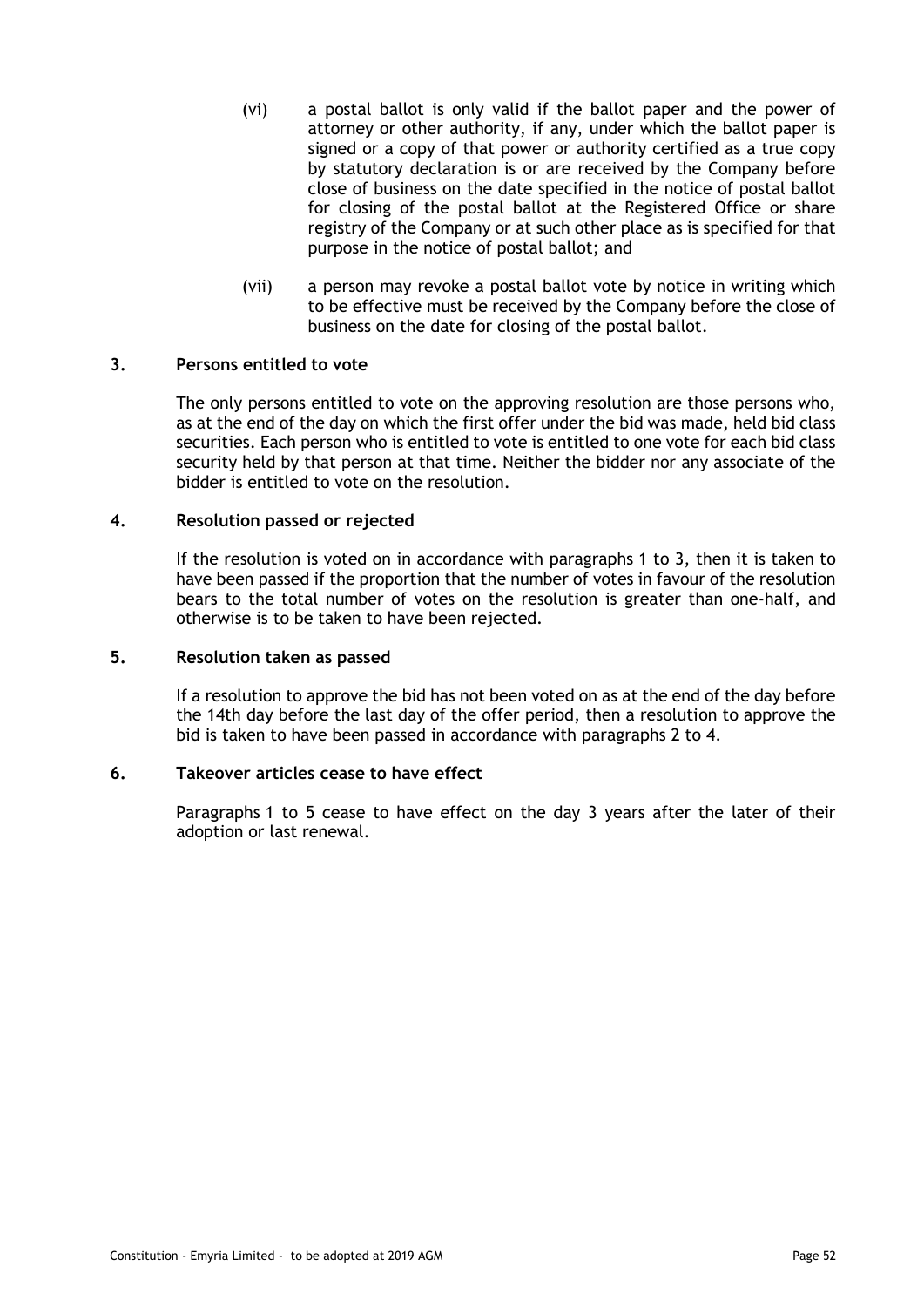(vi) a postal ballot is only valid if the ballot paper and the power of attorney or other authority, if any, under which the ballot paper is signed or a copy of that power or authority certified as a true copy by statutory declaration is or are received by the Company before close of business on the date specified in the notice of postal ballot for closing of the postal ballot at the Registered Office or share registry of the Company or at such other place as is specified for that purpose in the notice of postal ballot; and

(vii) a person may revoke a postal ballot vote by notice in writing which to be effective must be received by the Company before the close of business on the date for closing of the postal ballot.

### 3. Persons entitled to vote

The only persons entitled to vote on the approving resolution are those persons who, as at the end of the day on which the first offer under the bid was made, held bid class securities. Each person who is entitled to vote is entitled to one vote for each bid class security held by that person at that time. Neither the bidder nor any associate of the bidder is entitled to vote on the resolution.

### 4. Resolution passed or rejected

If the resolution is voted on in accordance with paragraphs 1 to 3, then it is taken to have been passed if the proportion that the number of votes in favour of the resolution bears to the total number of votes on the resolution is greater than one-half, and otherwise is to be taken to have been rejected.

### 5. Resolution taken as passed

If a resolution to approve the bid has not been voted on as at the end of the day before the 14th day before the last day of the offer period, then a resolution to approve the bid is taken to have been passed in accordance with paragraphs 2 to 4.

### 6. Takeover articles cease to have effect

Paragraphs 1 to 5 cease to have effect on the day 3 years after the later of their adoption or last renewal.